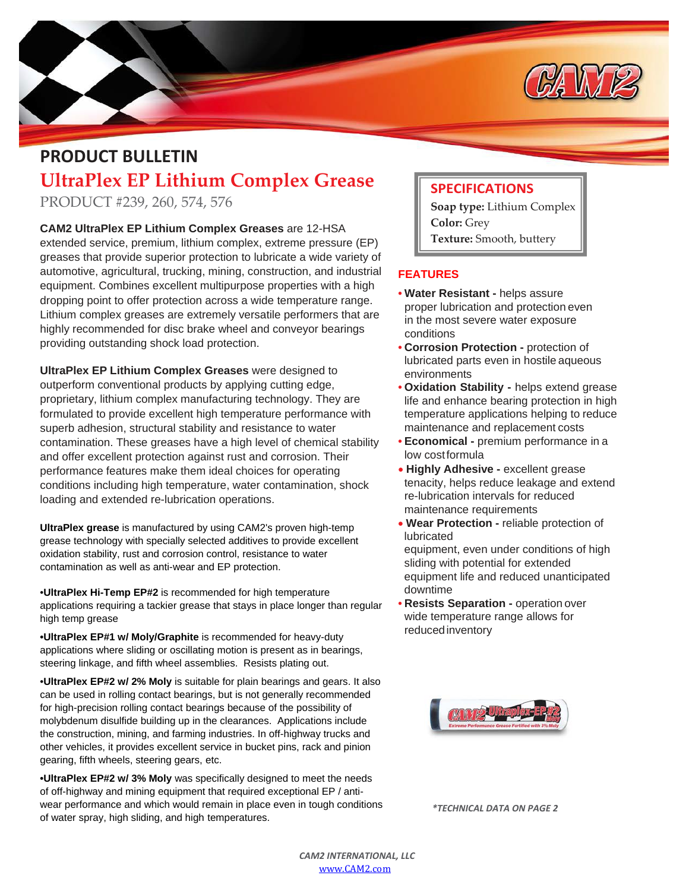## PRODUCT BULLETIN

# UltraPlex EP Lithium Complex Grease

PRODUCT #239, 260, 574, 576

**CAM2 UltraPlex EP Lithium Complex Greases** are 12-HSA extended service, premium, lithium complex, extreme pressure (EP) greases that provide superior protection to lubricate a wide variety of automotive, agricultural, trucking, mining, construction, and industrial equipment. Combines excellent multipurpose properties with a high dropping point to offer protection across a wide temperature range. Lithium complex greases are extremely versatile performers that are highly recommended for disc brake wheel and conveyor bearings providing outstanding shock load protection.

**UltraPlex EP Lithium Complex Greases** were designed to outperform conventional products by applying cutting edge, proprietary, lithium complex manufacturing technology. They are formulated to provide excellent high temperature performance with superb adhesion, structural stability and resistance to water contamination. These greases have a high level of chemical stability and offer excellent protection against rust and corrosion. Their performance features make them ideal choices for operating conditions including high temperature, water contamination, shock loading and extended re-lubrication operations.

**UltraPlex grease** is manufactured by using CAM2's proven high-temp grease technology with specially selected additives to provide excellent oxidation stability, rust and corrosion control, resistance to water contamination as well as anti-wear and EP protection.

•**UltraPlex Hi-Temp EP#2** is recommended for high temperature applications requiring a tackier grease that stays in place longer than regular high temp grease

•**UltraPlex EP#1 w/ Moly/Graphite** is recommended for heavy-duty applications where sliding or oscillating motion is present as in bearings, steering linkage, and fifth wheel assemblies. Resists plating out.

•**UltraPlex EP#2 w/ 2% Moly** is suitable for plain bearings and gears. It also can be used in rolling contact bearings, but is not generally recommended for high-precision rolling contact bearings because of the possibility of molybdenum disulfide building up in the clearances. Applications include the construction, mining, and farming industries. In off-highway trucks and other vehicles, it provides excellent service in bucket pins, rack and pinion gearing, fifth wheels, steering gears, etc.

•**UltraPlex EP#2 w/ 3% Moly** was specifically designed to meet the needs of off-highway and mining equipment that required exceptional EP / anti-wear performance and which would remain in place even in tough conditions of water spray, high sliding, and high temperatures.

### SPECIFICATIONS

**Soap type:** Lithium Complex
**Color:** Grey
**Texture:** Smooth, buttery

### FEATURES

- **Water Resistant -** helps assure proper lubrication and protection even in the most severe water exposure conditions
- **Corrosion Protection -** protection of lubricated parts even in hostile aqueous environments
- **Oxidation Stability -** helps extend grease life and enhance bearing protection in high temperature applications helping to reduce maintenance and replacement costs
- **Economical -** premium performance in a low cost formula
- **Highly Adhesive -** excellent grease tenacity, helps reduce leakage and extend re-lubrication intervals for reduced maintenance requirements
- **Wear Protection -** reliable protection of lubricated equipment, even under conditions of high sliding with potential for extended equipment life and reduced unanticipated downtime
- **Resists Separation -** operation over wide temperature range allows for reduced inventory

*\*TECHNICAL DATA ON PAGE 2*

*CAM2 INTERNATIONAL, LLC*
www.CAM2.com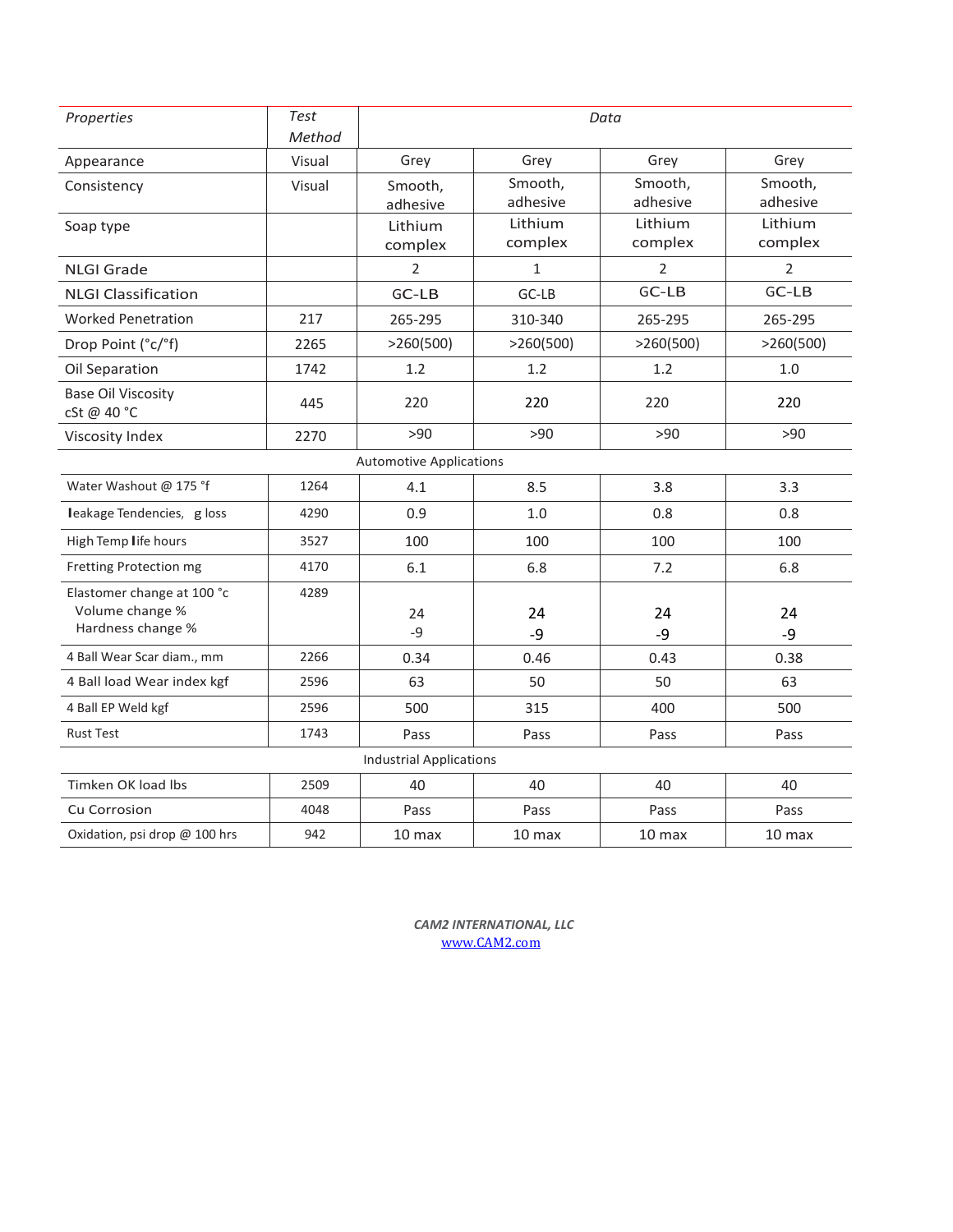| *Properties* | *Test Method* | *Data* | | | |
|---|---|---|---|---|---|
| Appearance | Visual | Grey | Grey | Grey | Grey |
| Consistency | Visual | Smooth, adhesive | Smooth, adhesive | Smooth, adhesive | Smooth, adhesive |
| Soap type | | Lithium complex | Lithium complex | Lithium complex | Lithium complex |
| NLGI Grade | | 2 | 1 | 2 | 2 |
| NLGI Classification | | GC-LB | GC-LB | GC-LB | GC-LB |
| Worked Penetration | 217 | 265-295 | 310-340 | 265-295 | 265-295 |
| Drop Point (°c/°f) | 2265 | >260(500) | >260(500) | >260(500) | >260(500) |
| Oil Separation | 1742 | 1.2 | 1.2 | 1.2 | 1.0 |
| Base Oil Viscosity cSt @ 40 °C | 445 | 220 | 220 | 220 | 220 |
| Viscosity Index | 2270 | >90 | >90 | >90 | >90 |
| Automotive Applications | | | | | |
| Water Washout @ 175 °f | 1264 | 4.1 | 8.5 | 3.8 | 3.3 |
| leakage Tendencies, g loss | 4290 | 0.9 | 1.0 | 0.8 | 0.8 |
| High Temp life hours | 3527 | 100 | 100 | 100 | 100 |
| Fretting Protection mg | 4170 | 6.1 | 6.8 | 7.2 | 6.8 |
| Elastomer change at 100 °c<br>Volume change %<br>Hardness change % | 4289 | 24<br>-9 | 24<br>-9 | 24<br>-9 | 24<br>-9 |
| 4 Ball Wear Scar diam., mm | 2266 | 0.34 | 0.46 | 0.43 | 0.38 |
| 4 Ball load Wear index kgf | 2596 | 63 | 50 | 50 | 63 |
| 4 Ball EP Weld kgf | 2596 | 500 | 315 | 400 | 500 |
| Rust Test | 1743 | Pass | Pass | Pass | Pass |
| Industrial Applications | | | | | |
| Timken OK load lbs | 2509 | 40 | 40 | 40 | 40 |
| Cu Corrosion | 4048 | Pass | Pass | Pass | Pass |
| Oxidation, psi drop @ 100 hrs | 942 | 10 max | 10 max | 10 max | 10 max |

***CAM2 INTERNATIONAL, LLC***
www.CAM2.com